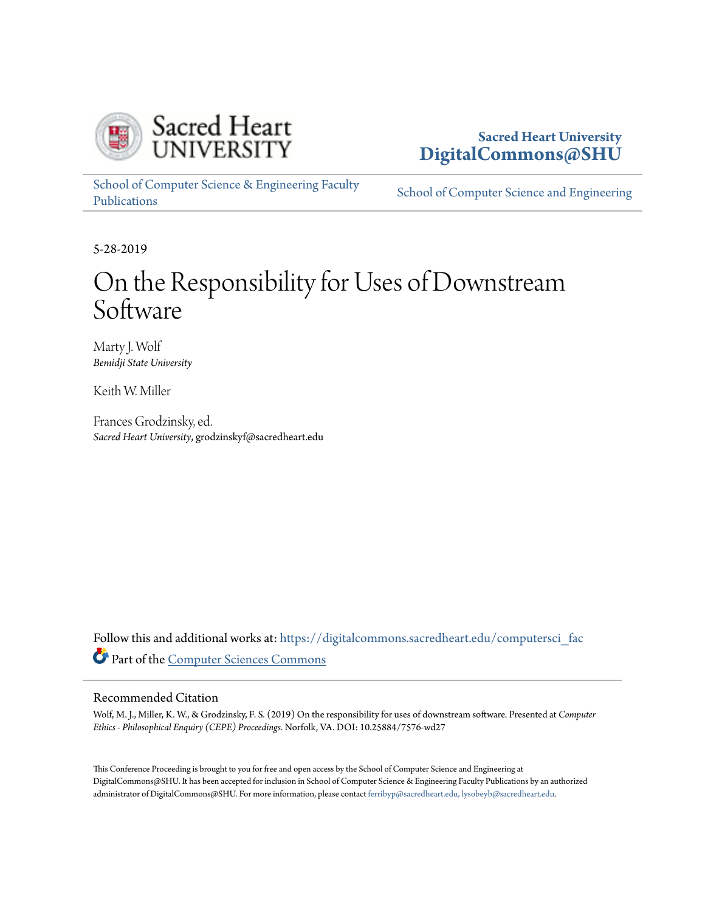Sacred Heart University
**DigitalCommons@SHU**

School of Computer Science & Engineering Faculty Publications

School of Computer Science and Engineering

5-28-2019

# On the Responsibility for Uses of Downstream Software

Marty J. Wolf
*Bemidji State University*

Keith W. Miller

Frances Grodzinsky, ed.
*Sacred Heart University*, grodzinskyf@sacredheart.edu

Follow this and additional works at: https://digitalcommons.sacredheart.edu/computersci_fac

Part of the Computer Sciences Commons

## Recommended Citation

Wolf, M. J., Miller, K. W., & Grodzinsky, F. S. (2019) On the responsibility for uses of downstream software. Presented at *Computer Ethics - Philosophical Enquiry (CEPE) Proceedings*. Norfolk, VA. DOI: 10.25884/7576-wd27

This Conference Proceeding is brought to you for free and open access by the School of Computer Science and Engineering at DigitalCommons@SHU. It has been accepted for inclusion in School of Computer Science & Engineering Faculty Publications by an authorized administrator of DigitalCommons@SHU. For more information, please contact ferribyp@sacredheart.edu, lysobeyb@sacredheart.edu.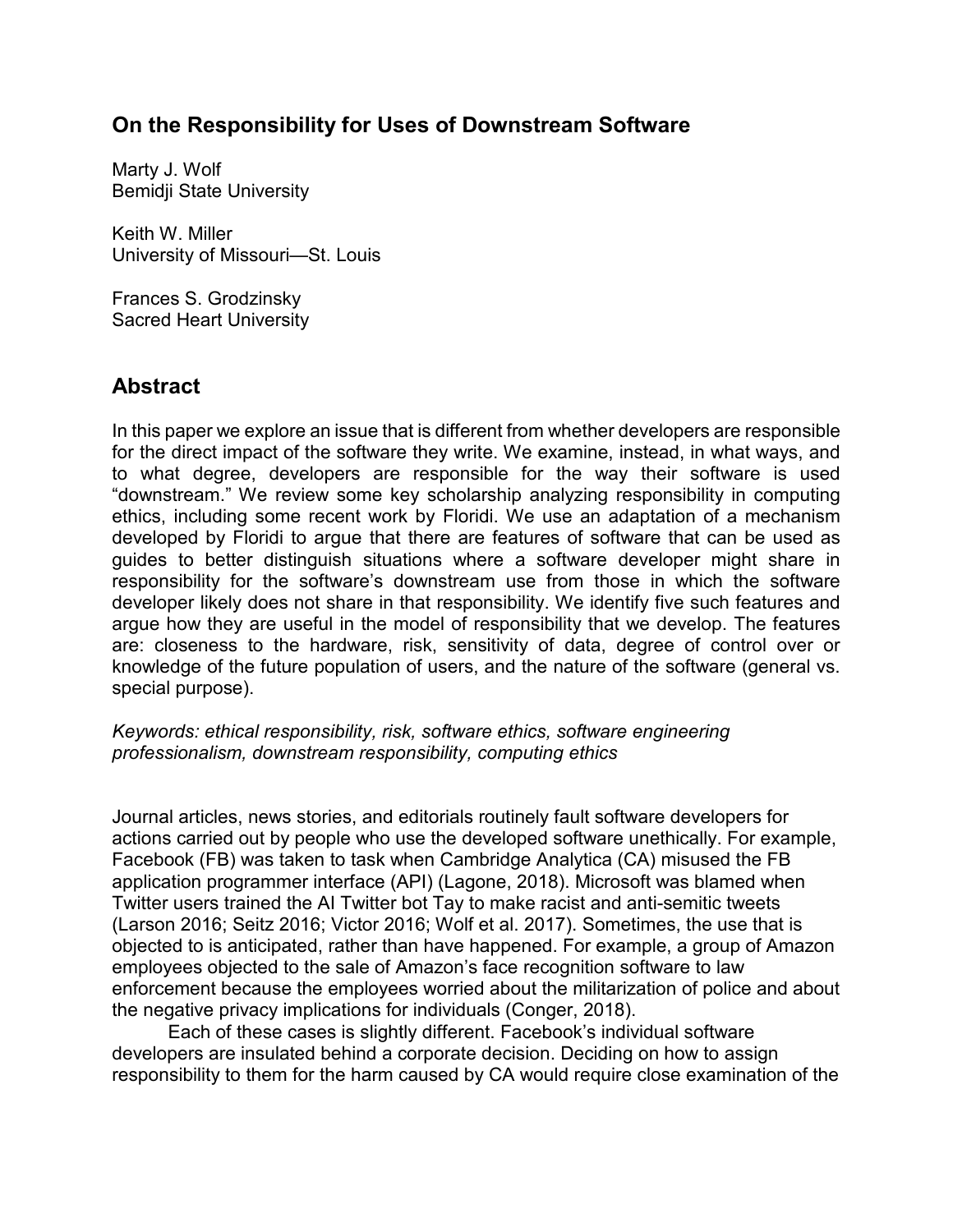## On the Responsibility for Uses of Downstream Software

Marty J. Wolf
Bemidji State University

Keith W. Miller
University of Missouri—St. Louis

Frances S. Grodzinsky
Sacred Heart University

## Abstract

In this paper we explore an issue that is different from whether developers are responsible for the direct impact of the software they write. We examine, instead, in what ways, and to what degree, developers are responsible for the way their software is used "downstream." We review some key scholarship analyzing responsibility in computing ethics, including some recent work by Floridi. We use an adaptation of a mechanism developed by Floridi to argue that there are features of software that can be used as guides to better distinguish situations where a software developer might share in responsibility for the software's downstream use from those in which the software developer likely does not share in that responsibility. We identify five such features and argue how they are useful in the model of responsibility that we develop. The features are: closeness to the hardware, risk, sensitivity of data, degree of control over or knowledge of the future population of users, and the nature of the software (general vs. special purpose).

*Keywords: ethical responsibility, risk, software ethics, software engineering professionalism, downstream responsibility, computing ethics*

Journal articles, news stories, and editorials routinely fault software developers for actions carried out by people who use the developed software unethically. For example, Facebook (FB) was taken to task when Cambridge Analytica (CA) misused the FB application programmer interface (API) (Lagone, 2018). Microsoft was blamed when Twitter users trained the AI Twitter bot Tay to make racist and anti-semitic tweets (Larson 2016; Seitz 2016; Victor 2016; Wolf et al. 2017). Sometimes, the use that is objected to is anticipated, rather than have happened. For example, a group of Amazon employees objected to the sale of Amazon's face recognition software to law enforcement because the employees worried about the militarization of police and about the negative privacy implications for individuals (Conger, 2018).

Each of these cases is slightly different. Facebook's individual software developers are insulated behind a corporate decision. Deciding on how to assign responsibility to them for the harm caused by CA would require close examination of the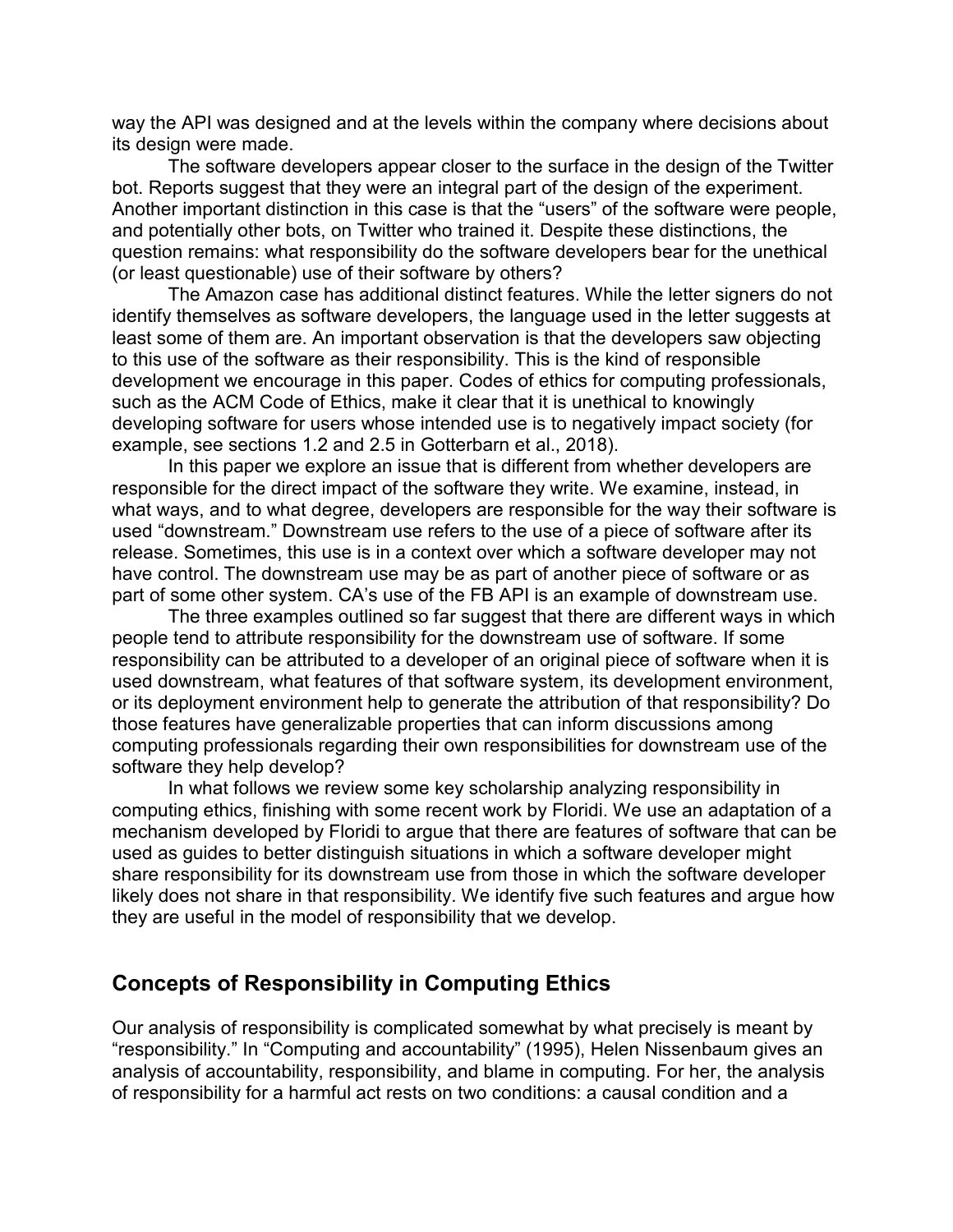way the API was designed and at the levels within the company where decisions about its design were made.

The software developers appear closer to the surface in the design of the Twitter bot. Reports suggest that they were an integral part of the design of the experiment. Another important distinction in this case is that the "users" of the software were people, and potentially other bots, on Twitter who trained it. Despite these distinctions, the question remains: what responsibility do the software developers bear for the unethical (or least questionable) use of their software by others?

The Amazon case has additional distinct features. While the letter signers do not identify themselves as software developers, the language used in the letter suggests at least some of them are. An important observation is that the developers saw objecting to this use of the software as their responsibility. This is the kind of responsible development we encourage in this paper. Codes of ethics for computing professionals, such as the ACM Code of Ethics, make it clear that it is unethical to knowingly developing software for users whose intended use is to negatively impact society (for example, see sections 1.2 and 2.5 in Gotterbarn et al., 2018).

In this paper we explore an issue that is different from whether developers are responsible for the direct impact of the software they write. We examine, instead, in what ways, and to what degree, developers are responsible for the way their software is used "downstream." Downstream use refers to the use of a piece of software after its release. Sometimes, this use is in a context over which a software developer may not have control. The downstream use may be as part of another piece of software or as part of some other system. CA's use of the FB API is an example of downstream use.

The three examples outlined so far suggest that there are different ways in which people tend to attribute responsibility for the downstream use of software. If some responsibility can be attributed to a developer of an original piece of software when it is used downstream, what features of that software system, its development environment, or its deployment environment help to generate the attribution of that responsibility? Do those features have generalizable properties that can inform discussions among computing professionals regarding their own responsibilities for downstream use of the software they help develop?

In what follows we review some key scholarship analyzing responsibility in computing ethics, finishing with some recent work by Floridi. We use an adaptation of a mechanism developed by Floridi to argue that there are features of software that can be used as guides to better distinguish situations in which a software developer might share responsibility for its downstream use from those in which the software developer likely does not share in that responsibility. We identify five such features and argue how they are useful in the model of responsibility that we develop.

## Concepts of Responsibility in Computing Ethics

Our analysis of responsibility is complicated somewhat by what precisely is meant by "responsibility." In "Computing and accountability" (1995), Helen Nissenbaum gives an analysis of accountability, responsibility, and blame in computing. For her, the analysis of responsibility for a harmful act rests on two conditions: a causal condition and a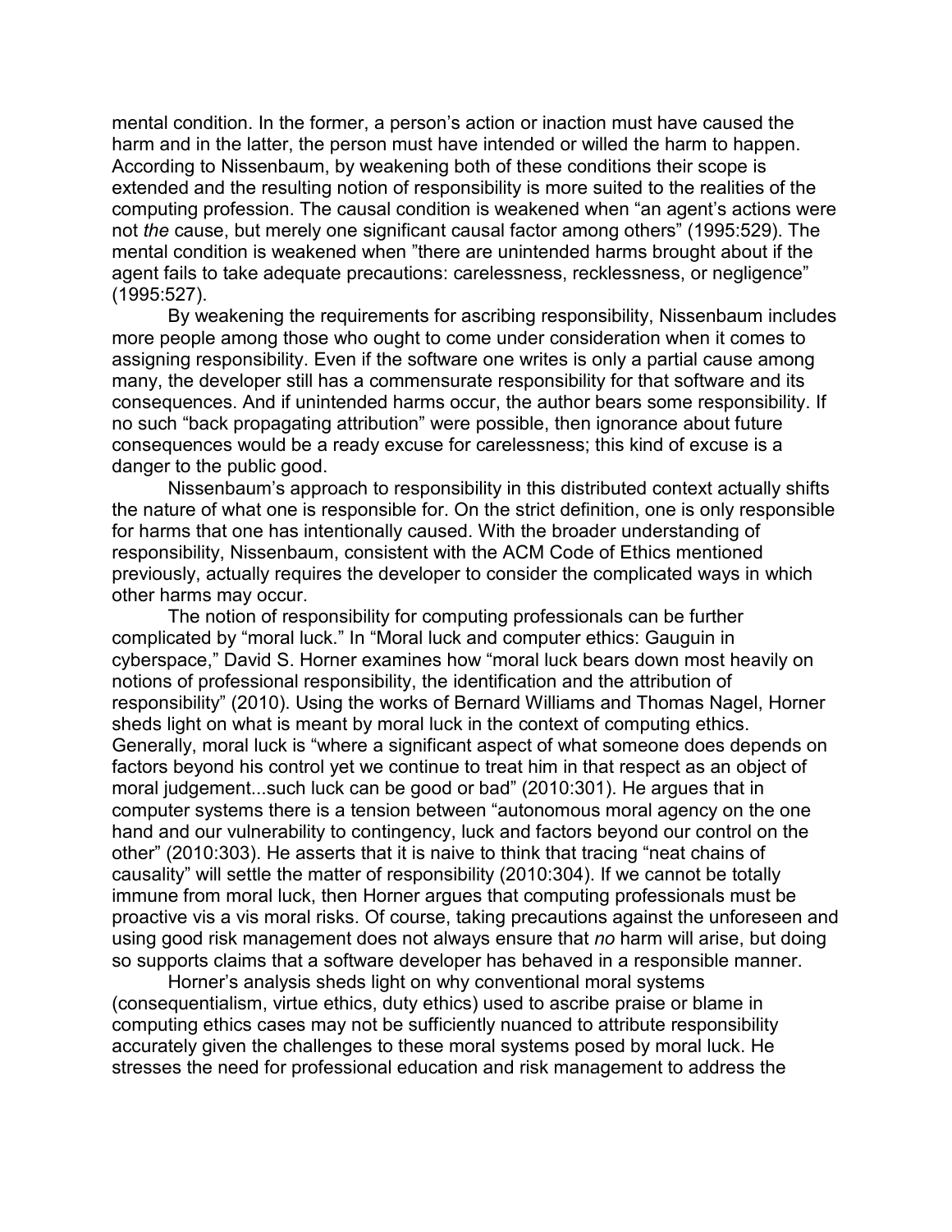mental condition. In the former, a person's action or inaction must have caused the harm and in the latter, the person must have intended or willed the harm to happen. According to Nissenbaum, by weakening both of these conditions their scope is extended and the resulting notion of responsibility is more suited to the realities of the computing profession. The causal condition is weakened when "an agent's actions were not *the* cause, but merely one significant causal factor among others" (1995:529). The mental condition is weakened when "there are unintended harms brought about if the agent fails to take adequate precautions: carelessness, recklessness, or negligence" (1995:527).

By weakening the requirements for ascribing responsibility, Nissenbaum includes more people among those who ought to come under consideration when it comes to assigning responsibility. Even if the software one writes is only a partial cause among many, the developer still has a commensurate responsibility for that software and its consequences. And if unintended harms occur, the author bears some responsibility. If no such "back propagating attribution" were possible, then ignorance about future consequences would be a ready excuse for carelessness; this kind of excuse is a danger to the public good.

Nissenbaum's approach to responsibility in this distributed context actually shifts the nature of what one is responsible for. On the strict definition, one is only responsible for harms that one has intentionally caused. With the broader understanding of responsibility, Nissenbaum, consistent with the ACM Code of Ethics mentioned previously, actually requires the developer to consider the complicated ways in which other harms may occur.

The notion of responsibility for computing professionals can be further complicated by "moral luck." In "Moral luck and computer ethics: Gauguin in cyberspace," David S. Horner examines how "moral luck bears down most heavily on notions of professional responsibility, the identification and the attribution of responsibility" (2010). Using the works of Bernard Williams and Thomas Nagel, Horner sheds light on what is meant by moral luck in the context of computing ethics. Generally, moral luck is "where a significant aspect of what someone does depends on factors beyond his control yet we continue to treat him in that respect as an object of moral judgement...such luck can be good or bad" (2010:301). He argues that in computer systems there is a tension between "autonomous moral agency on the one hand and our vulnerability to contingency, luck and factors beyond our control on the other" (2010:303). He asserts that it is naive to think that tracing "neat chains of causality" will settle the matter of responsibility (2010:304). If we cannot be totally immune from moral luck, then Horner argues that computing professionals must be proactive vis a vis moral risks. Of course, taking precautions against the unforeseen and using good risk management does not always ensure that *no* harm will arise, but doing so supports claims that a software developer has behaved in a responsible manner.

Horner's analysis sheds light on why conventional moral systems (consequentialism, virtue ethics, duty ethics) used to ascribe praise or blame in computing ethics cases may not be sufficiently nuanced to attribute responsibility accurately given the challenges to these moral systems posed by moral luck. He stresses the need for professional education and risk management to address the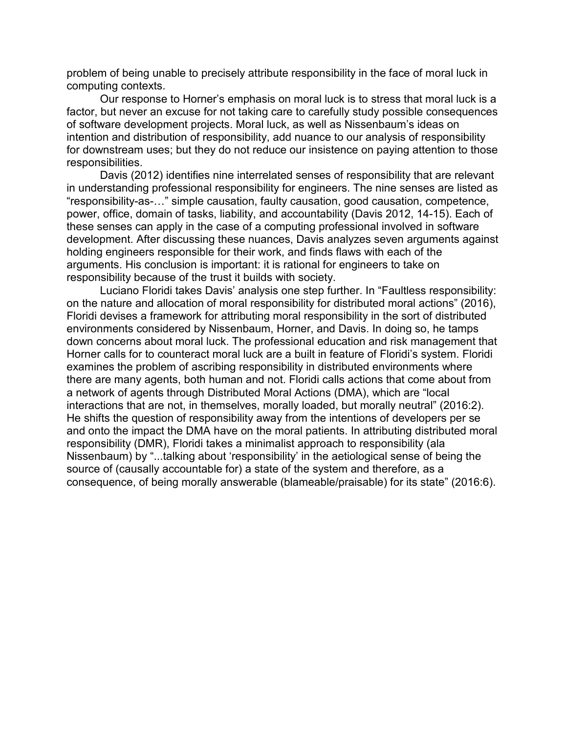problem of being unable to precisely attribute responsibility in the face of moral luck in computing contexts.

Our response to Horner's emphasis on moral luck is to stress that moral luck is a factor, but never an excuse for not taking care to carefully study possible consequences of software development projects. Moral luck, as well as Nissenbaum's ideas on intention and distribution of responsibility, add nuance to our analysis of responsibility for downstream uses; but they do not reduce our insistence on paying attention to those responsibilities.

Davis (2012) identifies nine interrelated senses of responsibility that are relevant in understanding professional responsibility for engineers. The nine senses are listed as "responsibility-as-…" simple causation, faulty causation, good causation, competence, power, office, domain of tasks, liability, and accountability (Davis 2012, 14-15). Each of these senses can apply in the case of a computing professional involved in software development. After discussing these nuances, Davis analyzes seven arguments against holding engineers responsible for their work, and finds flaws with each of the arguments. His conclusion is important: it is rational for engineers to take on responsibility because of the trust it builds with society.

Luciano Floridi takes Davis' analysis one step further. In "Faultless responsibility: on the nature and allocation of moral responsibility for distributed moral actions" (2016), Floridi devises a framework for attributing moral responsibility in the sort of distributed environments considered by Nissenbaum, Horner, and Davis. In doing so, he tamps down concerns about moral luck. The professional education and risk management that Horner calls for to counteract moral luck are a built in feature of Floridi's system. Floridi examines the problem of ascribing responsibility in distributed environments where there are many agents, both human and not. Floridi calls actions that come about from a network of agents through Distributed Moral Actions (DMA), which are "local interactions that are not, in themselves, morally loaded, but morally neutral" (2016:2). He shifts the question of responsibility away from the intentions of developers per se and onto the impact the DMA have on the moral patients. In attributing distributed moral responsibility (DMR), Floridi takes a minimalist approach to responsibility (ala Nissenbaum) by "...talking about 'responsibility' in the aetiological sense of being the source of (causally accountable for) a state of the system and therefore, as a consequence, of being morally answerable (blameable/praisable) for its state" (2016:6).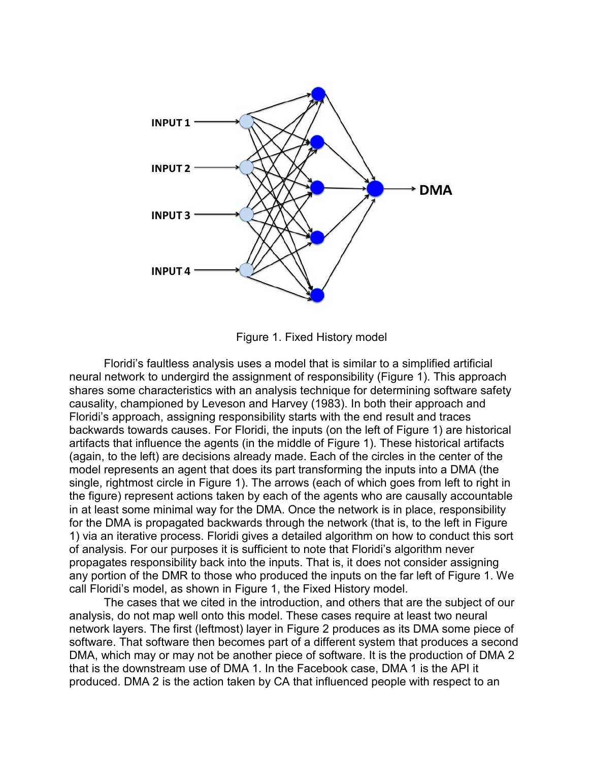Figure 1. Fixed History model

Floridi's faultless analysis uses a model that is similar to a simplified artificial neural network to undergird the assignment of responsibility (Figure 1). This approach shares some characteristics with an analysis technique for determining software safety causality, championed by Leveson and Harvey (1983). In both their approach and Floridi's approach, assigning responsibility starts with the end result and traces backwards towards causes. For Floridi, the inputs (on the left of Figure 1) are historical artifacts that influence the agents (in the middle of Figure 1). These historical artifacts (again, to the left) are decisions already made. Each of the circles in the center of the model represents an agent that does its part transforming the inputs into a DMA (the single, rightmost circle in Figure 1). The arrows (each of which goes from left to right in the figure) represent actions taken by each of the agents who are causally accountable in at least some minimal way for the DMA. Once the network is in place, responsibility for the DMA is propagated backwards through the network (that is, to the left in Figure 1) via an iterative process. Floridi gives a detailed algorithm on how to conduct this sort of analysis. For our purposes it is sufficient to note that Floridi's algorithm never propagates responsibility back into the inputs. That is, it does not consider assigning any portion of the DMR to those who produced the inputs on the far left of Figure 1. We call Floridi's model, as shown in Figure 1, the Fixed History model.

The cases that we cited in the introduction, and others that are the subject of our analysis, do not map well onto this model. These cases require at least two neural network layers. The first (leftmost) layer in Figure 2 produces as its DMA some piece of software. That software then becomes part of a different system that produces a second DMA, which may or may not be another piece of software. It is the production of DMA 2 that is the downstream use of DMA 1. In the Facebook case, DMA 1 is the API it produced. DMA 2 is the action taken by CA that influenced people with respect to an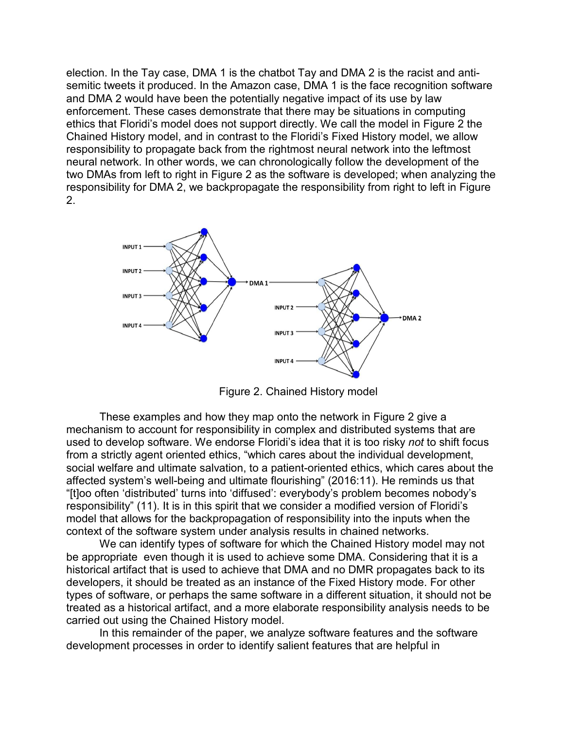election. In the Tay case, DMA 1 is the chatbot Tay and DMA 2 is the racist and anti-semitic tweets it produced. In the Amazon case, DMA 1 is the face recognition software and DMA 2 would have been the potentially negative impact of its use by law enforcement. These cases demonstrate that there may be situations in computing ethics that Floridi's model does not support directly. We call the model in Figure 2 the Chained History model, and in contrast to the Floridi's Fixed History model, we allow responsibility to propagate back from the rightmost neural network into the leftmost neural network. In other words, we can chronologically follow the development of the two DMAs from left to right in Figure 2 as the software is developed; when analyzing the responsibility for DMA 2, we backpropagate the responsibility from right to left in Figure 2.

Figure 2. Chained History model

These examples and how they map onto the network in Figure 2 give a mechanism to account for responsibility in complex and distributed systems that are used to develop software. We endorse Floridi's idea that it is too risky *not* to shift focus from a strictly agent oriented ethics, "which cares about the individual development, social welfare and ultimate salvation, to a patient-oriented ethics, which cares about the affected system's well-being and ultimate flourishing" (2016:11). He reminds us that "[t]oo often 'distributed' turns into 'diffused': everybody's problem becomes nobody's responsibility" (11). It is in this spirit that we consider a modified version of Floridi's model that allows for the backpropagation of responsibility into the inputs when the context of the software system under analysis results in chained networks.

We can identify types of software for which the Chained History model may not be appropriate even though it is used to achieve some DMA. Considering that it is a historical artifact that is used to achieve that DMA and no DMR propagates back to its developers, it should be treated as an instance of the Fixed History mode. For other types of software, or perhaps the same software in a different situation, it should not be treated as a historical artifact, and a more elaborate responsibility analysis needs to be carried out using the Chained History model.

In this remainder of the paper, we analyze software features and the software development processes in order to identify salient features that are helpful in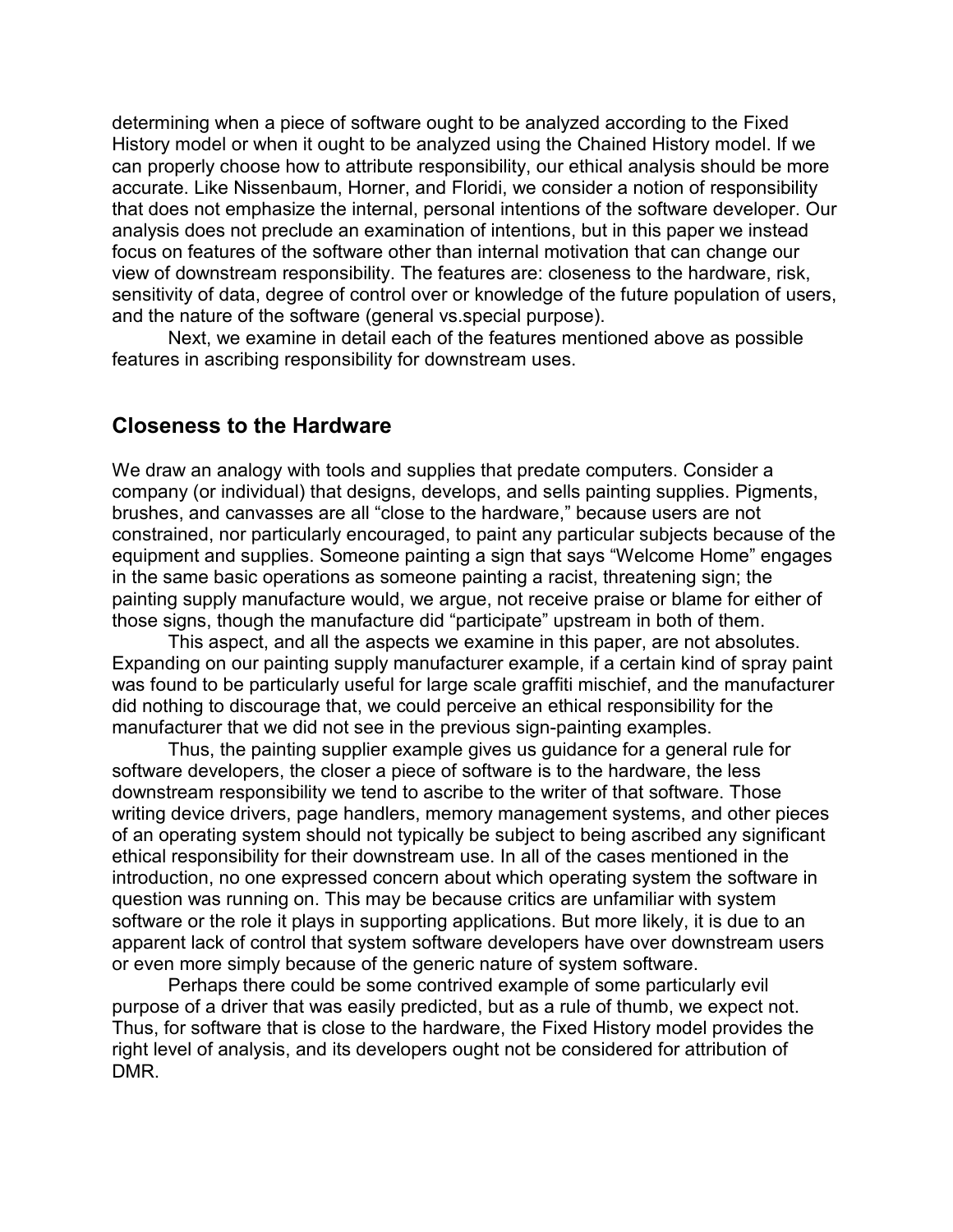determining when a piece of software ought to be analyzed according to the Fixed History model or when it ought to be analyzed using the Chained History model. If we can properly choose how to attribute responsibility, our ethical analysis should be more accurate. Like Nissenbaum, Horner, and Floridi, we consider a notion of responsibility that does not emphasize the internal, personal intentions of the software developer. Our analysis does not preclude an examination of intentions, but in this paper we instead focus on features of the software other than internal motivation that can change our view of downstream responsibility. The features are: closeness to the hardware, risk, sensitivity of data, degree of control over or knowledge of the future population of users, and the nature of the software (general vs.special purpose).

Next, we examine in detail each of the features mentioned above as possible features in ascribing responsibility for downstream uses.

## Closeness to the Hardware

We draw an analogy with tools and supplies that predate computers. Consider a company (or individual) that designs, develops, and sells painting supplies. Pigments, brushes, and canvasses are all "close to the hardware," because users are not constrained, nor particularly encouraged, to paint any particular subjects because of the equipment and supplies. Someone painting a sign that says "Welcome Home" engages in the same basic operations as someone painting a racist, threatening sign; the painting supply manufacture would, we argue, not receive praise or blame for either of those signs, though the manufacture did "participate" upstream in both of them.

This aspect, and all the aspects we examine in this paper, are not absolutes. Expanding on our painting supply manufacturer example, if a certain kind of spray paint was found to be particularly useful for large scale graffiti mischief, and the manufacturer did nothing to discourage that, we could perceive an ethical responsibility for the manufacturer that we did not see in the previous sign-painting examples.

Thus, the painting supplier example gives us guidance for a general rule for software developers, the closer a piece of software is to the hardware, the less downstream responsibility we tend to ascribe to the writer of that software. Those writing device drivers, page handlers, memory management systems, and other pieces of an operating system should not typically be subject to being ascribed any significant ethical responsibility for their downstream use. In all of the cases mentioned in the introduction, no one expressed concern about which operating system the software in question was running on. This may be because critics are unfamiliar with system software or the role it plays in supporting applications. But more likely, it is due to an apparent lack of control that system software developers have over downstream users or even more simply because of the generic nature of system software.

Perhaps there could be some contrived example of some particularly evil purpose of a driver that was easily predicted, but as a rule of thumb, we expect not. Thus, for software that is close to the hardware, the Fixed History model provides the right level of analysis, and its developers ought not be considered for attribution of DMR.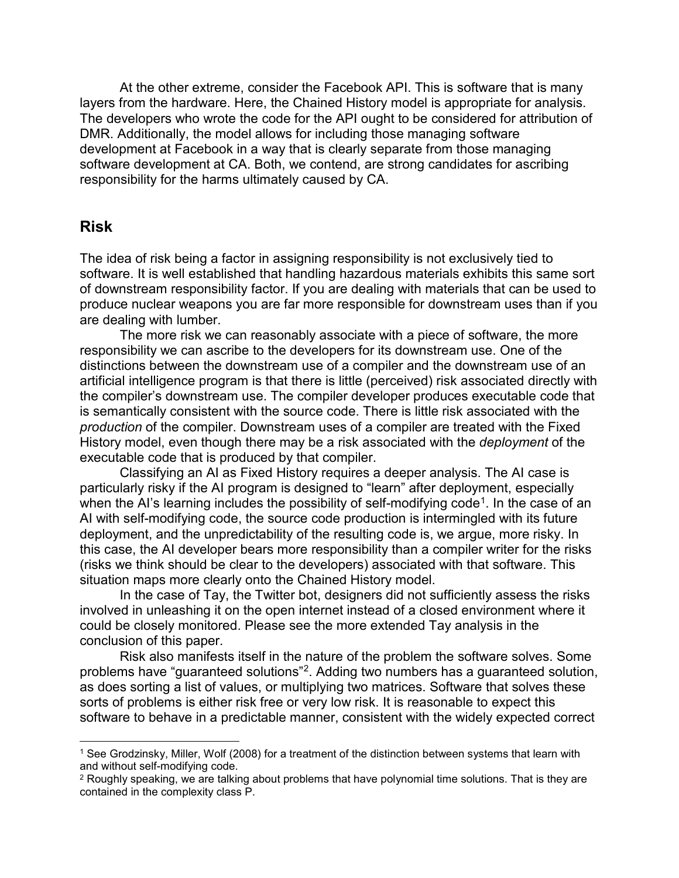At the other extreme, consider the Facebook API. This is software that is many layers from the hardware. Here, the Chained History model is appropriate for analysis. The developers who wrote the code for the API ought to be considered for attribution of DMR. Additionally, the model allows for including those managing software development at Facebook in a way that is clearly separate from those managing software development at CA. Both, we contend, are strong candidates for ascribing responsibility for the harms ultimately caused by CA.

## Risk

The idea of risk being a factor in assigning responsibility is not exclusively tied to software. It is well established that handling hazardous materials exhibits this same sort of downstream responsibility factor. If you are dealing with materials that can be used to produce nuclear weapons you are far more responsible for downstream uses than if you are dealing with lumber.

The more risk we can reasonably associate with a piece of software, the more responsibility we can ascribe to the developers for its downstream use. One of the distinctions between the downstream use of a compiler and the downstream use of an artificial intelligence program is that there is little (perceived) risk associated directly with the compiler's downstream use. The compiler developer produces executable code that is semantically consistent with the source code. There is little risk associated with the *production* of the compiler. Downstream uses of a compiler are treated with the Fixed History model, even though there may be a risk associated with the *deployment* of the executable code that is produced by that compiler.

Classifying an AI as Fixed History requires a deeper analysis. The AI case is particularly risky if the AI program is designed to "learn" after deployment, especially when the AI's learning includes the possibility of self-modifying code[1]. In the case of an AI with self-modifying code, the source code production is intermingled with its future deployment, and the unpredictability of the resulting code is, we argue, more risky. In this case, the AI developer bears more responsibility than a compiler writer for the risks (risks we think should be clear to the developers) associated with that software. This situation maps more clearly onto the Chained History model.

In the case of Tay, the Twitter bot, designers did not sufficiently assess the risks involved in unleashing it on the open internet instead of a closed environment where it could be closely monitored. Please see the more extended Tay analysis in the conclusion of this paper.

Risk also manifests itself in the nature of the problem the software solves. Some problems have "guaranteed solutions"[2]. Adding two numbers has a guaranteed solution, as does sorting a list of values, or multiplying two matrices. Software that solves these sorts of problems is either risk free or very low risk. It is reasonable to expect this software to behave in a predictable manner, consistent with the widely expected correct

---

[1] See Grodzinsky, Miller, Wolf (2008) for a treatment of the distinction between systems that learn with and without self-modifying code.

[2] Roughly speaking, we are talking about problems that have polynomial time solutions. That is they are contained in the complexity class P.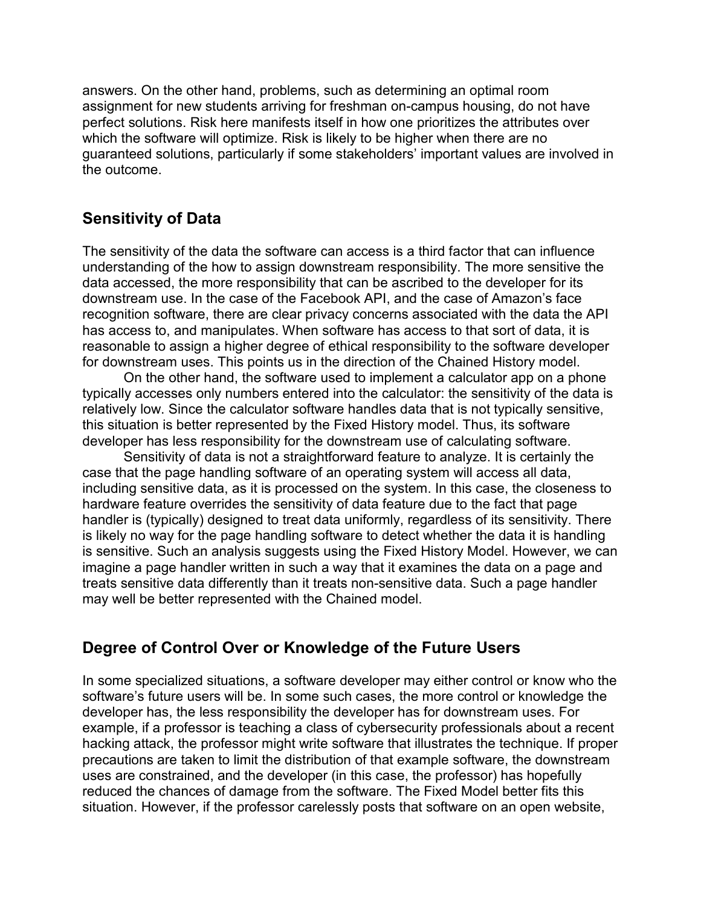answers. On the other hand, problems, such as determining an optimal room assignment for new students arriving for freshman on-campus housing, do not have perfect solutions. Risk here manifests itself in how one prioritizes the attributes over which the software will optimize. Risk is likely to be higher when there are no guaranteed solutions, particularly if some stakeholders' important values are involved in the outcome.

## Sensitivity of Data

The sensitivity of the data the software can access is a third factor that can influence understanding of the how to assign downstream responsibility. The more sensitive the data accessed, the more responsibility that can be ascribed to the developer for its downstream use. In the case of the Facebook API, and the case of Amazon's face recognition software, there are clear privacy concerns associated with the data the API has access to, and manipulates. When software has access to that sort of data, it is reasonable to assign a higher degree of ethical responsibility to the software developer for downstream uses. This points us in the direction of the Chained History model.

On the other hand, the software used to implement a calculator app on a phone typically accesses only numbers entered into the calculator: the sensitivity of the data is relatively low. Since the calculator software handles data that is not typically sensitive, this situation is better represented by the Fixed History model. Thus, its software developer has less responsibility for the downstream use of calculating software.

Sensitivity of data is not a straightforward feature to analyze. It is certainly the case that the page handling software of an operating system will access all data, including sensitive data, as it is processed on the system. In this case, the closeness to hardware feature overrides the sensitivity of data feature due to the fact that page handler is (typically) designed to treat data uniformly, regardless of its sensitivity. There is likely no way for the page handling software to detect whether the data it is handling is sensitive. Such an analysis suggests using the Fixed History Model. However, we can imagine a page handler written in such a way that it examines the data on a page and treats sensitive data differently than it treats non-sensitive data. Such a page handler may well be better represented with the Chained model.

## Degree of Control Over or Knowledge of the Future Users

In some specialized situations, a software developer may either control or know who the software's future users will be. In some such cases, the more control or knowledge the developer has, the less responsibility the developer has for downstream uses. For example, if a professor is teaching a class of cybersecurity professionals about a recent hacking attack, the professor might write software that illustrates the technique. If proper precautions are taken to limit the distribution of that example software, the downstream uses are constrained, and the developer (in this case, the professor) has hopefully reduced the chances of damage from the software. The Fixed Model better fits this situation. However, if the professor carelessly posts that software on an open website,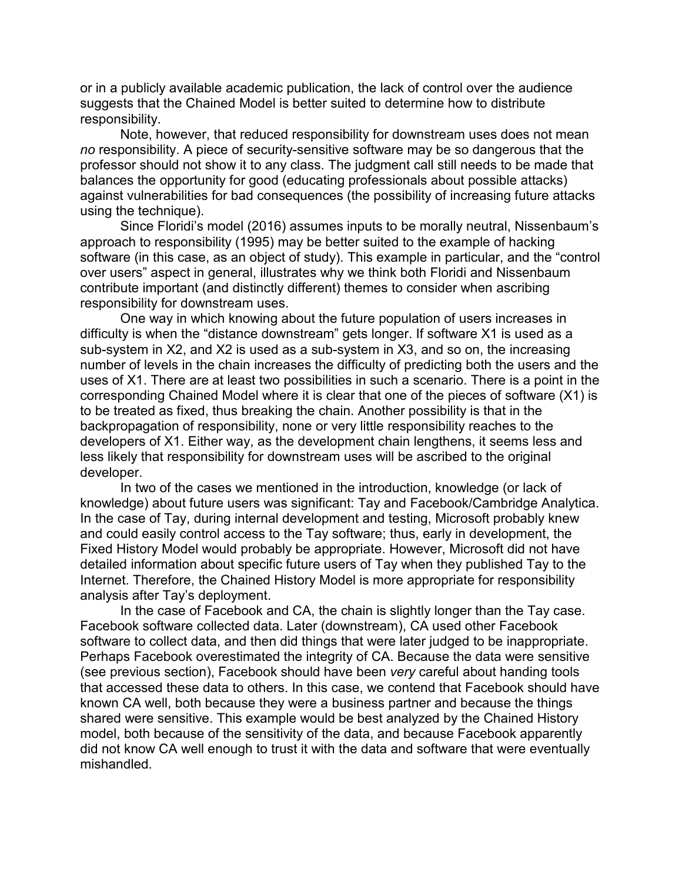or in a publicly available academic publication, the lack of control over the audience suggests that the Chained Model is better suited to determine how to distribute responsibility.

Note, however, that reduced responsibility for downstream uses does not mean *no* responsibility. A piece of security-sensitive software may be so dangerous that the professor should not show it to any class. The judgment call still needs to be made that balances the opportunity for good (educating professionals about possible attacks) against vulnerabilities for bad consequences (the possibility of increasing future attacks using the technique).

Since Floridi's model (2016) assumes inputs to be morally neutral, Nissenbaum's approach to responsibility (1995) may be better suited to the example of hacking software (in this case, as an object of study). This example in particular, and the "control over users" aspect in general, illustrates why we think both Floridi and Nissenbaum contribute important (and distinctly different) themes to consider when ascribing responsibility for downstream uses.

One way in which knowing about the future population of users increases in difficulty is when the "distance downstream" gets longer. If software X1 is used as a sub-system in X2, and X2 is used as a sub-system in X3, and so on, the increasing number of levels in the chain increases the difficulty of predicting both the users and the uses of X1. There are at least two possibilities in such a scenario. There is a point in the corresponding Chained Model where it is clear that one of the pieces of software (X1) is to be treated as fixed, thus breaking the chain. Another possibility is that in the backpropagation of responsibility, none or very little responsibility reaches to the developers of X1. Either way, as the development chain lengthens, it seems less and less likely that responsibility for downstream uses will be ascribed to the original developer.

In two of the cases we mentioned in the introduction, knowledge (or lack of knowledge) about future users was significant: Tay and Facebook/Cambridge Analytica. In the case of Tay, during internal development and testing, Microsoft probably knew and could easily control access to the Tay software; thus, early in development, the Fixed History Model would probably be appropriate. However, Microsoft did not have detailed information about specific future users of Tay when they published Tay to the Internet. Therefore, the Chained History Model is more appropriate for responsibility analysis after Tay's deployment.

In the case of Facebook and CA, the chain is slightly longer than the Tay case. Facebook software collected data. Later (downstream), CA used other Facebook software to collect data, and then did things that were later judged to be inappropriate. Perhaps Facebook overestimated the integrity of CA. Because the data were sensitive (see previous section), Facebook should have been *very* careful about handing tools that accessed these data to others. In this case, we contend that Facebook should have known CA well, both because they were a business partner and because the things shared were sensitive. This example would be best analyzed by the Chained History model, both because of the sensitivity of the data, and because Facebook apparently did not know CA well enough to trust it with the data and software that were eventually mishandled.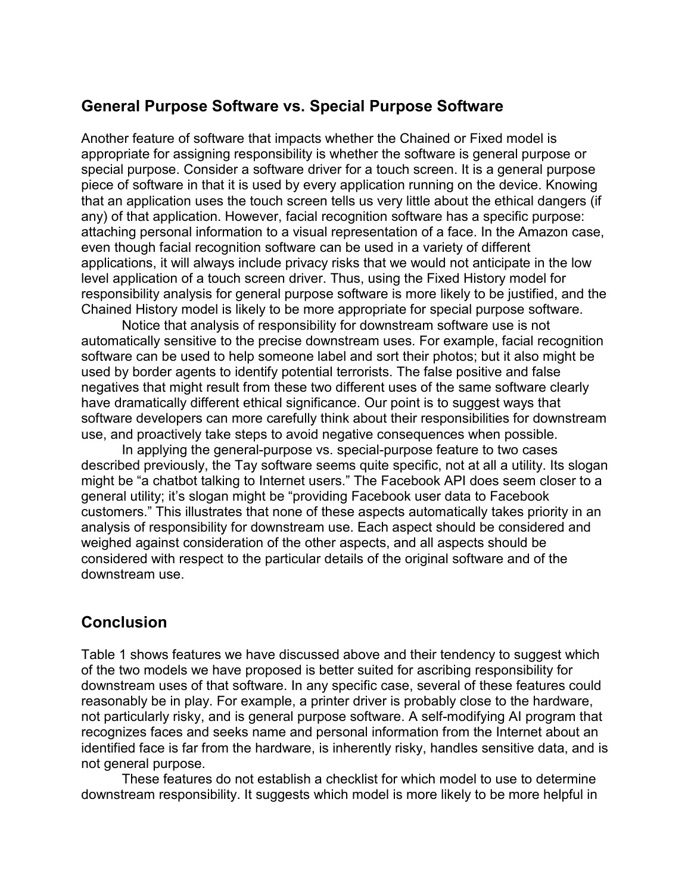## General Purpose Software vs. Special Purpose Software

Another feature of software that impacts whether the Chained or Fixed model is appropriate for assigning responsibility is whether the software is general purpose or special purpose. Consider a software driver for a touch screen. It is a general purpose piece of software in that it is used by every application running on the device. Knowing that an application uses the touch screen tells us very little about the ethical dangers (if any) of that application. However, facial recognition software has a specific purpose: attaching personal information to a visual representation of a face. In the Amazon case, even though facial recognition software can be used in a variety of different applications, it will always include privacy risks that we would not anticipate in the low level application of a touch screen driver. Thus, using the Fixed History model for responsibility analysis for general purpose software is more likely to be justified, and the Chained History model is likely to be more appropriate for special purpose software.

Notice that analysis of responsibility for downstream software use is not automatically sensitive to the precise downstream uses. For example, facial recognition software can be used to help someone label and sort their photos; but it also might be used by border agents to identify potential terrorists. The false positive and false negatives that might result from these two different uses of the same software clearly have dramatically different ethical significance. Our point is to suggest ways that software developers can more carefully think about their responsibilities for downstream use, and proactively take steps to avoid negative consequences when possible.

In applying the general-purpose vs. special-purpose feature to two cases described previously, the Tay software seems quite specific, not at all a utility. Its slogan might be "a chatbot talking to Internet users." The Facebook API does seem closer to a general utility; it's slogan might be "providing Facebook user data to Facebook customers." This illustrates that none of these aspects automatically takes priority in an analysis of responsibility for downstream use. Each aspect should be considered and weighed against consideration of the other aspects, and all aspects should be considered with respect to the particular details of the original software and of the downstream use.

## Conclusion

Table 1 shows features we have discussed above and their tendency to suggest which of the two models we have proposed is better suited for ascribing responsibility for downstream uses of that software. In any specific case, several of these features could reasonably be in play. For example, a printer driver is probably close to the hardware, not particularly risky, and is general purpose software. A self-modifying AI program that recognizes faces and seeks name and personal information from the Internet about an identified face is far from the hardware, is inherently risky, handles sensitive data, and is not general purpose.

These features do not establish a checklist for which model to use to determine downstream responsibility. It suggests which model is more likely to be more helpful in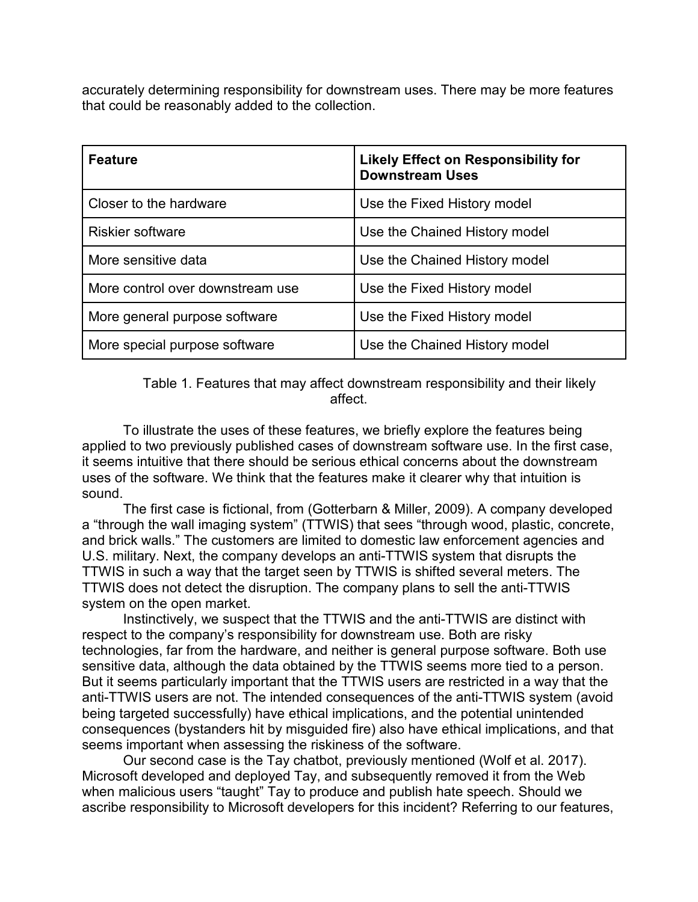accurately determining responsibility for downstream uses. There may be more features that could be reasonably added to the collection.

| Feature | Likely Effect on Responsibility for Downstream Uses |
| --- | --- |
| Closer to the hardware | Use the Fixed History model |
| Riskier software | Use the Chained History model |
| More sensitive data | Use the Chained History model |
| More control over downstream use | Use the Fixed History model |
| More general purpose software | Use the Fixed History model |
| More special purpose software | Use the Chained History model |

Table 1. Features that may affect downstream responsibility and their likely affect.

To illustrate the uses of these features, we briefly explore the features being applied to two previously published cases of downstream software use. In the first case, it seems intuitive that there should be serious ethical concerns about the downstream uses of the software. We think that the features make it clearer why that intuition is sound.

The first case is fictional, from (Gotterbarn & Miller, 2009). A company developed a "through the wall imaging system" (TTWIS) that sees "through wood, plastic, concrete, and brick walls." The customers are limited to domestic law enforcement agencies and U.S. military. Next, the company develops an anti-TTWIS system that disrupts the TTWIS in such a way that the target seen by TTWIS is shifted several meters. The TTWIS does not detect the disruption. The company plans to sell the anti-TTWIS system on the open market.

Instinctively, we suspect that the TTWIS and the anti-TTWIS are distinct with respect to the company's responsibility for downstream use. Both are risky technologies, far from the hardware, and neither is general purpose software. Both use sensitive data, although the data obtained by the TTWIS seems more tied to a person. But it seems particularly important that the TTWIS users are restricted in a way that the anti-TTWIS users are not. The intended consequences of the anti-TTWIS system (avoid being targeted successfully) have ethical implications, and the potential unintended consequences (bystanders hit by misguided fire) also have ethical implications, and that seems important when assessing the riskiness of the software.

Our second case is the Tay chatbot, previously mentioned (Wolf et al. 2017). Microsoft developed and deployed Tay, and subsequently removed it from the Web when malicious users "taught" Tay to produce and publish hate speech. Should we ascribe responsibility to Microsoft developers for this incident? Referring to our features,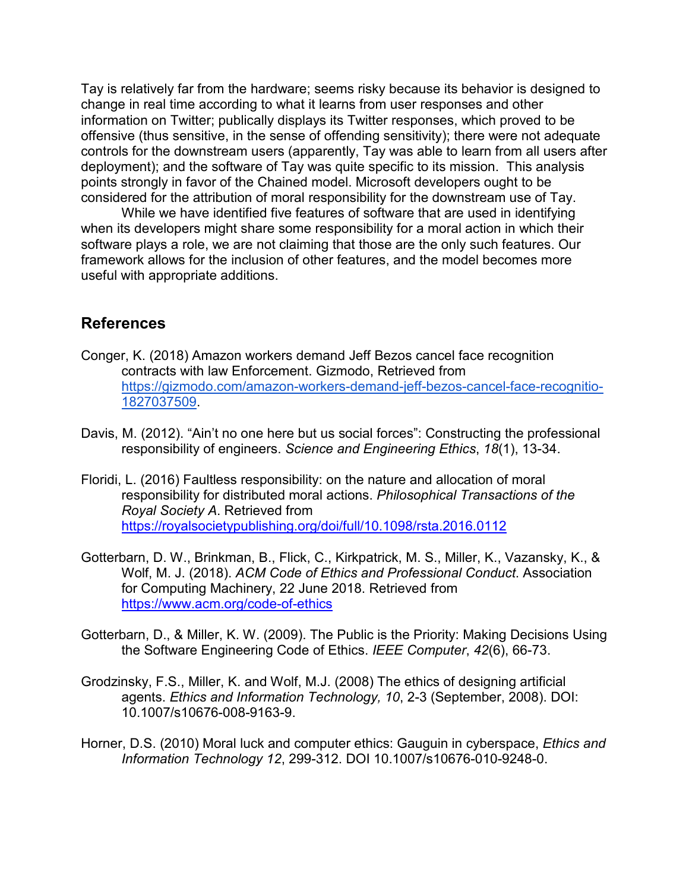Tay is relatively far from the hardware; seems risky because its behavior is designed to change in real time according to what it learns from user responses and other information on Twitter; publically displays its Twitter responses, which proved to be offensive (thus sensitive, in the sense of offending sensitivity); there were not adequate controls for the downstream users (apparently, Tay was able to learn from all users after deployment); and the software of Tay was quite specific to its mission. This analysis points strongly in favor of the Chained model. Microsoft developers ought to be considered for the attribution of moral responsibility for the downstream use of Tay.

While we have identified five features of software that are used in identifying when its developers might share some responsibility for a moral action in which their software plays a role, we are not claiming that those are the only such features. Our framework allows for the inclusion of other features, and the model becomes more useful with appropriate additions.

## References

Conger, K. (2018) Amazon workers demand Jeff Bezos cancel face recognition contracts with law Enforcement. Gizmodo, Retrieved from https://gizmodo.com/amazon-workers-demand-jeff-bezos-cancel-face-recognitio-1827037509.

Davis, M. (2012). "Ain't no one here but us social forces": Constructing the professional responsibility of engineers. *Science and Engineering Ethics*, *18*(1), 13-34.

Floridi, L. (2016) Faultless responsibility: on the nature and allocation of moral responsibility for distributed moral actions. *Philosophical Transactions of the Royal Society A*. Retrieved from https://royalsocietypublishing.org/doi/full/10.1098/rsta.2016.0112

Gotterbarn, D. W., Brinkman, B., Flick, C., Kirkpatrick, M. S., Miller, K., Vazansky, K., & Wolf, M. J. (2018). *ACM Code of Ethics and Professional Conduct*. Association for Computing Machinery, 22 June 2018. Retrieved from https://www.acm.org/code-of-ethics

Gotterbarn, D., & Miller, K. W. (2009). The Public is the Priority: Making Decisions Using the Software Engineering Code of Ethics. *IEEE Computer*, *42*(6), 66-73.

Grodzinsky, F.S., Miller, K. and Wolf, M.J. (2008) The ethics of designing artificial agents. *Ethics and Information Technology, 10*, 2-3 (September, 2008). DOI: 10.1007/s10676-008-9163-9.

Horner, D.S. (2010) Moral luck and computer ethics: Gauguin in cyberspace, *Ethics and Information Technology 12*, 299-312. DOI 10.1007/s10676-010-9248-0.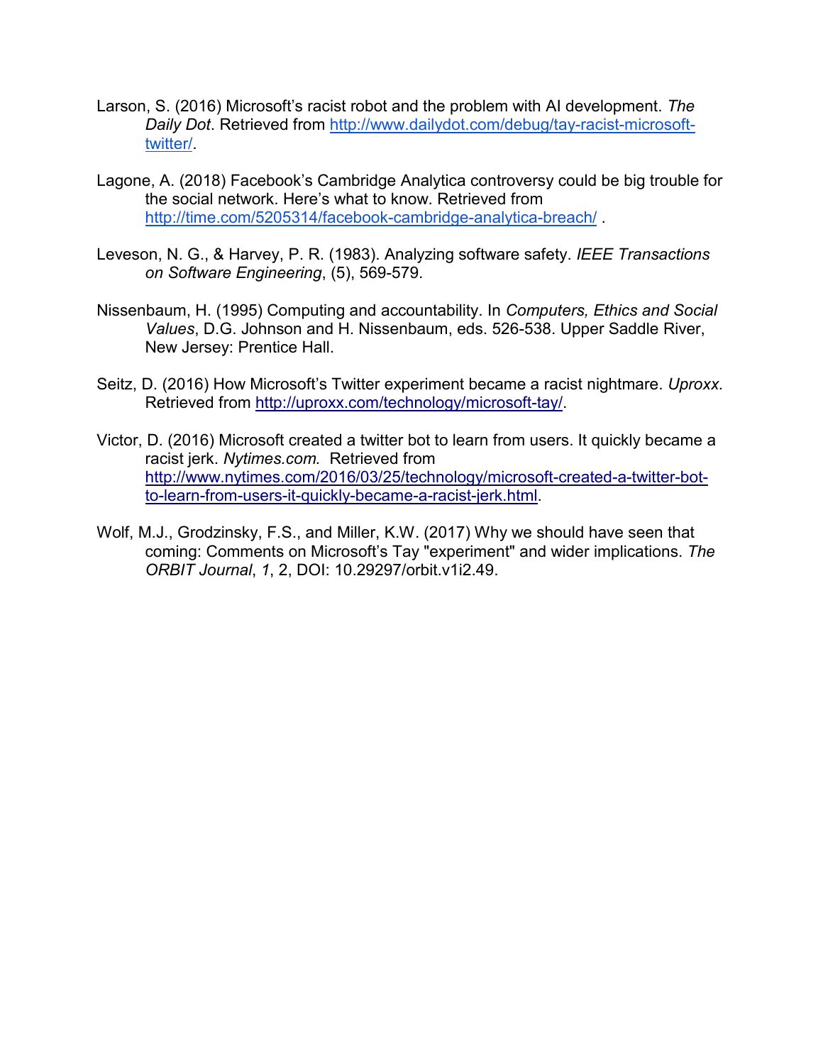Larson, S. (2016) Microsoft's racist robot and the problem with AI development. *The Daily Dot*. Retrieved from http://www.dailydot.com/debug/tay-racist-microsoft-twitter/.

Lagone, A. (2018) Facebook's Cambridge Analytica controversy could be big trouble for the social network. Here's what to know. Retrieved from http://time.com/5205314/facebook-cambridge-analytica-breach/ .

Leveson, N. G., & Harvey, P. R. (1983). Analyzing software safety. *IEEE Transactions on Software Engineering*, (5), 569-579.

Nissenbaum, H. (1995) Computing and accountability. In *Computers, Ethics and Social Values*, D.G. Johnson and H. Nissenbaum, eds. 526-538. Upper Saddle River, New Jersey: Prentice Hall.

Seitz, D. (2016) How Microsoft's Twitter experiment became a racist nightmare. *Uproxx*. Retrieved from http://uproxx.com/technology/microsoft-tay/.

Victor, D. (2016) Microsoft created a twitter bot to learn from users. It quickly became a racist jerk. *Nytimes.com.* Retrieved from http://www.nytimes.com/2016/03/25/technology/microsoft-created-a-twitter-bot-to-learn-from-users-it-quickly-became-a-racist-jerk.html.

Wolf, M.J., Grodzinsky, F.S., and Miller, K.W. (2017) Why we should have seen that coming: Comments on Microsoft's Tay "experiment" and wider implications. *The ORBIT Journal*, *1*, 2, DOI: 10.29297/orbit.v1i2.49.